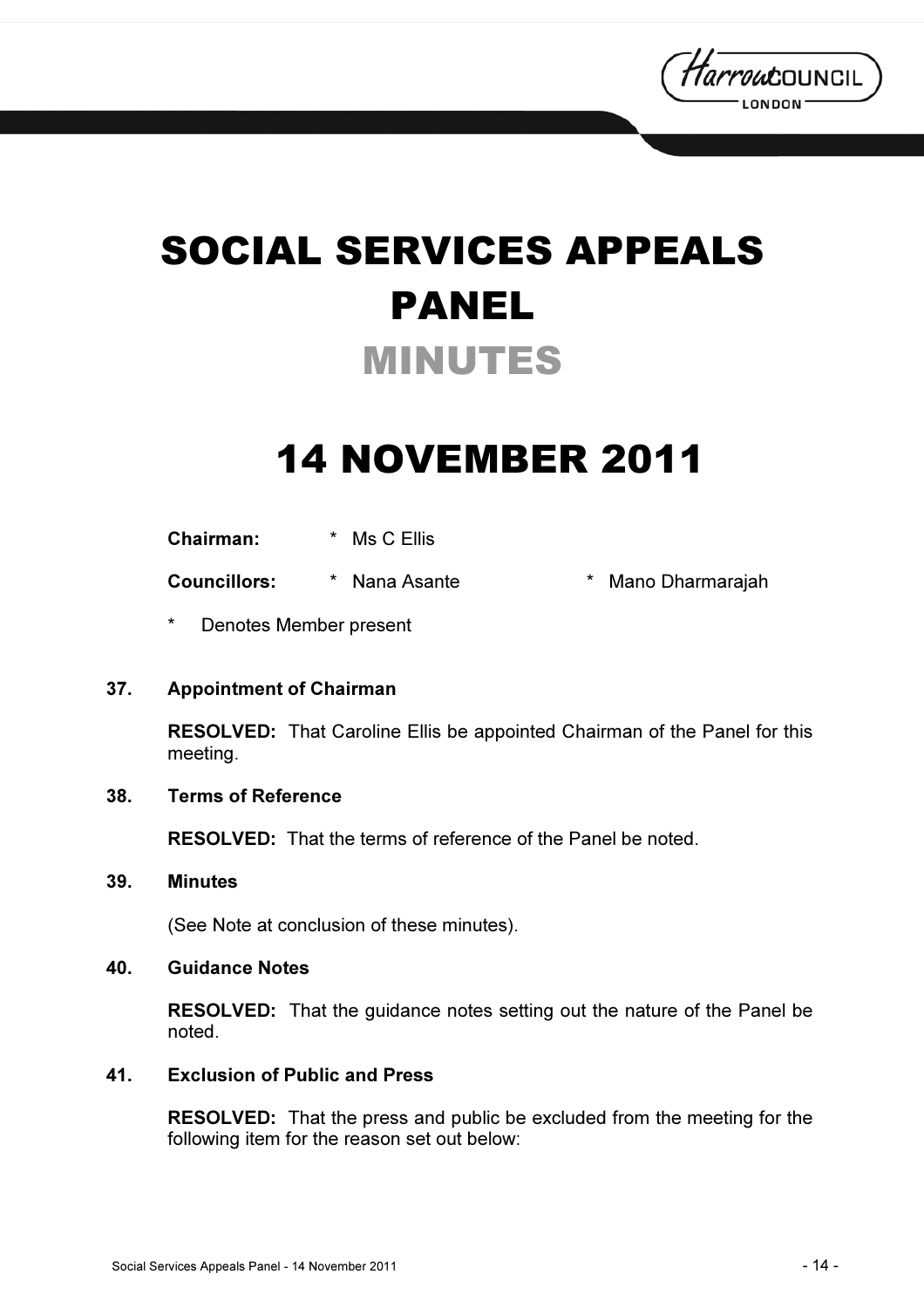# SOCIAL SERVICES APPEALS PANEL

## MINUTES

# 14 NOVEMBER 2011

**Chairman:** * Ms C Ellis

**Councillors:** * Nana Asante * Mano Dharmarajah

\* Denotes Member present

### 37. Appointment of Chairman

**RESOLVED:** That Caroline Ellis be appointed Chairman of the Panel for this meeting.

### 38. Terms of Reference

**RESOLVED:** That the terms of reference of the Panel be noted.

### 39. Minutes

(See Note at conclusion of these minutes).

### 40. Guidance Notes

**RESOLVED:** That the guidance notes setting out the nature of the Panel be noted.

### 41. Exclusion of Public and Press

**RESOLVED:** That the press and public be excluded from the meeting for the following item for the reason set out below: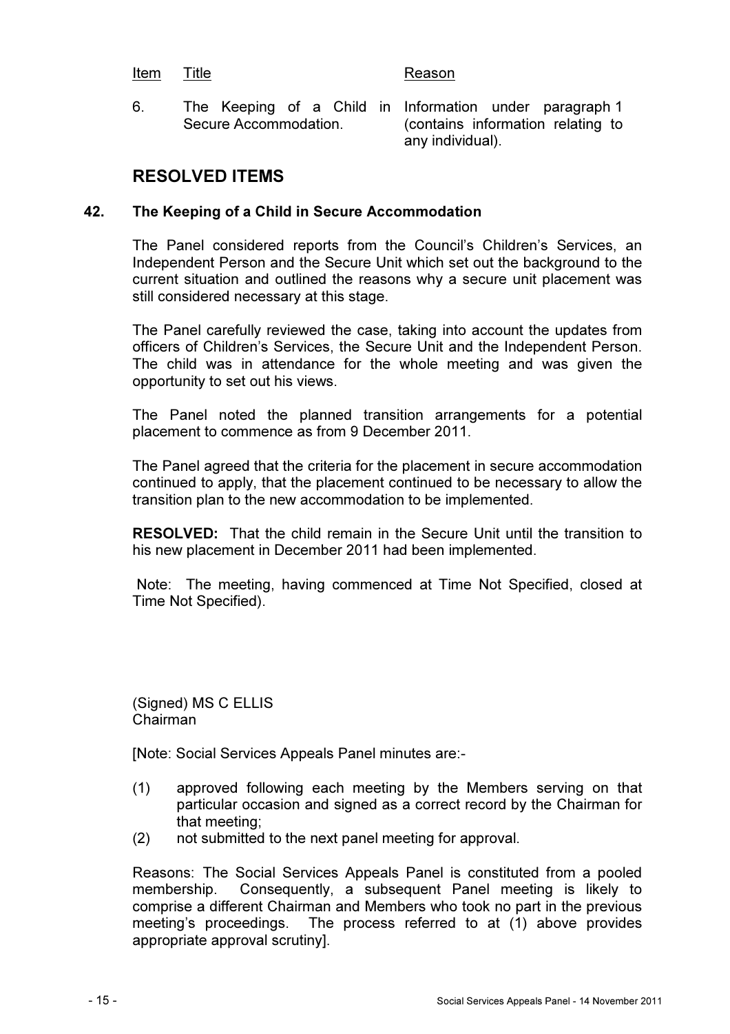| Item | Title | Reason |
|---|---|---|
| 6. | The Keeping of a Child in Secure Accommodation. | Information under paragraph 1 (contains information relating to any individual). |

## RESOLVED ITEMS

### 42. The Keeping of a Child in Secure Accommodation

The Panel considered reports from the Council's Children's Services, an Independent Person and the Secure Unit which set out the background to the current situation and outlined the reasons why a secure unit placement was still considered necessary at this stage.

The Panel carefully reviewed the case, taking into account the updates from officers of Children's Services, the Secure Unit and the Independent Person. The child was in attendance for the whole meeting and was given the opportunity to set out his views.

The Panel noted the planned transition arrangements for a potential placement to commence as from 9 December 2011.

The Panel agreed that the criteria for the placement in secure accommodation continued to apply, that the placement continued to be necessary to allow the transition plan to the new accommodation to be implemented.

**RESOLVED:** That the child remain in the Secure Unit until the transition to his new placement in December 2011 had been implemented.

Note: The meeting, having commenced at Time Not Specified, closed at Time Not Specified).

(Signed) MS C ELLIS
Chairman

[Note: Social Services Appeals Panel minutes are:-

(1) approved following each meeting by the Members serving on that particular occasion and signed as a correct record by the Chairman for that meeting;
(2) not submitted to the next panel meeting for approval.

Reasons: The Social Services Appeals Panel is constituted from a pooled membership. Consequently, a subsequent Panel meeting is likely to comprise a different Chairman and Members who took no part in the previous meeting's proceedings. The process referred to at (1) above provides appropriate approval scrutiny].